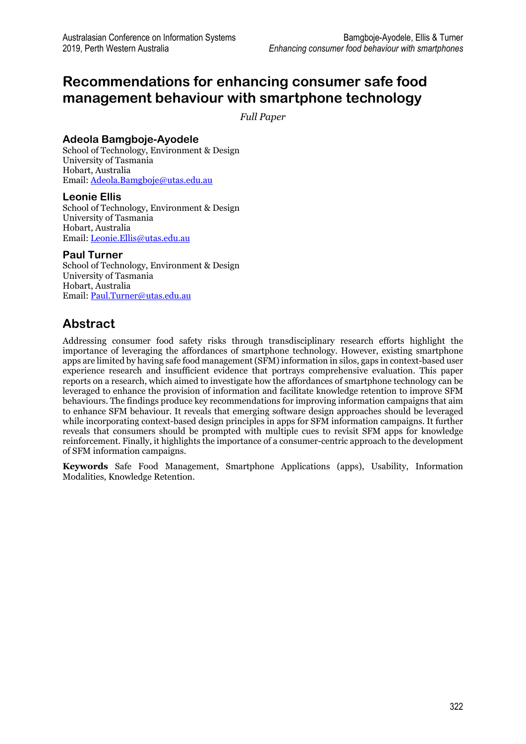# Recommendations for enhancing consumer safe food management behaviour with smartphone technology

*Full Paper*

**Adeola Bamgboje-Ayodele**
School of Technology, Environment & Design
University of Tasmania
Hobart, Australia
Email: Adeola.Bamgboje@utas.edu.au

**Leonie Ellis**
School of Technology, Environment & Design
University of Tasmania
Hobart, Australia
Email: Leonie.Ellis@utas.edu.au

**Paul Turner**
School of Technology, Environment & Design
University of Tasmania
Hobart, Australia
Email: Paul.Turner@utas.edu.au

## Abstract

Addressing consumer food safety risks through transdisciplinary research efforts highlight the importance of leveraging the affordances of smartphone technology. However, existing smartphone apps are limited by having safe food management (SFM) information in silos, gaps in context-based user experience research and insufficient evidence that portrays comprehensive evaluation. This paper reports on a research, which aimed to investigate how the affordances of smartphone technology can be leveraged to enhance the provision of information and facilitate knowledge retention to improve SFM behaviours. The findings produce key recommendations for improving information campaigns that aim to enhance SFM behaviour. It reveals that emerging software design approaches should be leveraged while incorporating context-based design principles in apps for SFM information campaigns. It further reveals that consumers should be prompted with multiple cues to revisit SFM apps for knowledge reinforcement. Finally, it highlights the importance of a consumer-centric approach to the development of SFM information campaigns.

**Keywords** Safe Food Management, Smartphone Applications (apps), Usability, Information Modalities, Knowledge Retention.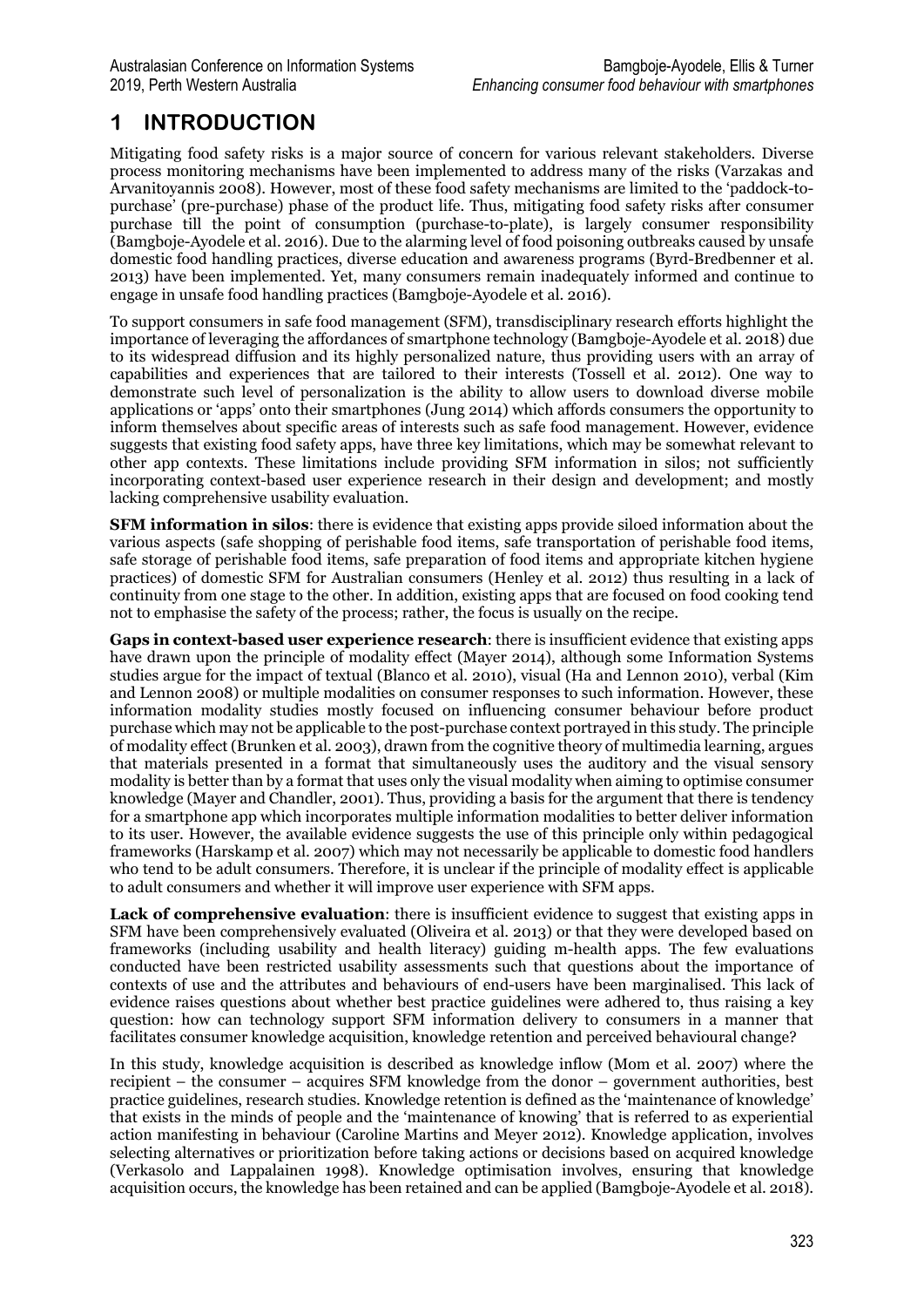# 1 INTRODUCTION

Mitigating food safety risks is a major source of concern for various relevant stakeholders. Diverse process monitoring mechanisms have been implemented to address many of the risks (Varzakas and Arvanitoyannis 2008). However, most of these food safety mechanisms are limited to the 'paddock-to-purchase' (pre-purchase) phase of the product life. Thus, mitigating food safety risks after consumer purchase till the point of consumption (purchase-to-plate), is largely consumer responsibility (Bamgboje-Ayodele et al. 2016). Due to the alarming level of food poisoning outbreaks caused by unsafe domestic food handling practices, diverse education and awareness programs (Byrd-Bredbenner et al. 2013) have been implemented. Yet, many consumers remain inadequately informed and continue to engage in unsafe food handling practices (Bamgboje-Ayodele et al. 2016).

To support consumers in safe food management (SFM), transdisciplinary research efforts highlight the importance of leveraging the affordances of smartphone technology (Bamgboje-Ayodele et al. 2018) due to its widespread diffusion and its highly personalized nature, thus providing users with an array of capabilities and experiences that are tailored to their interests (Tossell et al. 2012). One way to demonstrate such level of personalization is the ability to allow users to download diverse mobile applications or 'apps' onto their smartphones (Jung 2014) which affords consumers the opportunity to inform themselves about specific areas of interests such as safe food management. However, evidence suggests that existing food safety apps, have three key limitations, which may be somewhat relevant to other app contexts. These limitations include providing SFM information in silos; not sufficiently incorporating context-based user experience research in their design and development; and mostly lacking comprehensive usability evaluation.

**SFM information in silos**: there is evidence that existing apps provide siloed information about the various aspects (safe shopping of perishable food items, safe transportation of perishable food items, safe storage of perishable food items, safe preparation of food items and appropriate kitchen hygiene practices) of domestic SFM for Australian consumers (Henley et al. 2012) thus resulting in a lack of continuity from one stage to the other. In addition, existing apps that are focused on food cooking tend not to emphasise the safety of the process; rather, the focus is usually on the recipe.

**Gaps in context-based user experience research**: there is insufficient evidence that existing apps have drawn upon the principle of modality effect (Mayer 2014), although some Information Systems studies argue for the impact of textual (Blanco et al. 2010), visual (Ha and Lennon 2010), verbal (Kim and Lennon 2008) or multiple modalities on consumer responses to such information. However, these information modality studies mostly focused on influencing consumer behaviour before product purchase which may not be applicable to the post-purchase context portrayed in this study. The principle of modality effect (Brunken et al. 2003), drawn from the cognitive theory of multimedia learning, argues that materials presented in a format that simultaneously uses the auditory and the visual sensory modality is better than by a format that uses only the visual modality when aiming to optimise consumer knowledge (Mayer and Chandler, 2001). Thus, providing a basis for the argument that there is tendency for a smartphone app which incorporates multiple information modalities to better deliver information to its user. However, the available evidence suggests the use of this principle only within pedagogical frameworks (Harskamp et al. 2007) which may not necessarily be applicable to domestic food handlers who tend to be adult consumers. Therefore, it is unclear if the principle of modality effect is applicable to adult consumers and whether it will improve user experience with SFM apps.

**Lack of comprehensive evaluation**: there is insufficient evidence to suggest that existing apps in SFM have been comprehensively evaluated (Oliveira et al. 2013) or that they were developed based on frameworks (including usability and health literacy) guiding m-health apps. The few evaluations conducted have been restricted usability assessments such that questions about the importance of contexts of use and the attributes and behaviours of end-users have been marginalised. This lack of evidence raises questions about whether best practice guidelines were adhered to, thus raising a key question: how can technology support SFM information delivery to consumers in a manner that facilitates consumer knowledge acquisition, knowledge retention and perceived behavioural change?

In this study, knowledge acquisition is described as knowledge inflow (Mom et al. 2007) where the recipient – the consumer – acquires SFM knowledge from the donor – government authorities, best practice guidelines, research studies. Knowledge retention is defined as the 'maintenance of knowledge' that exists in the minds of people and the 'maintenance of knowing' that is referred to as experiential action manifesting in behaviour (Caroline Martins and Meyer 2012). Knowledge application, involves selecting alternatives or prioritization before taking actions or decisions based on acquired knowledge (Verkasolo and Lappalainen 1998). Knowledge optimisation involves, ensuring that knowledge acquisition occurs, the knowledge has been retained and can be applied (Bamgboje-Ayodele et al. 2018).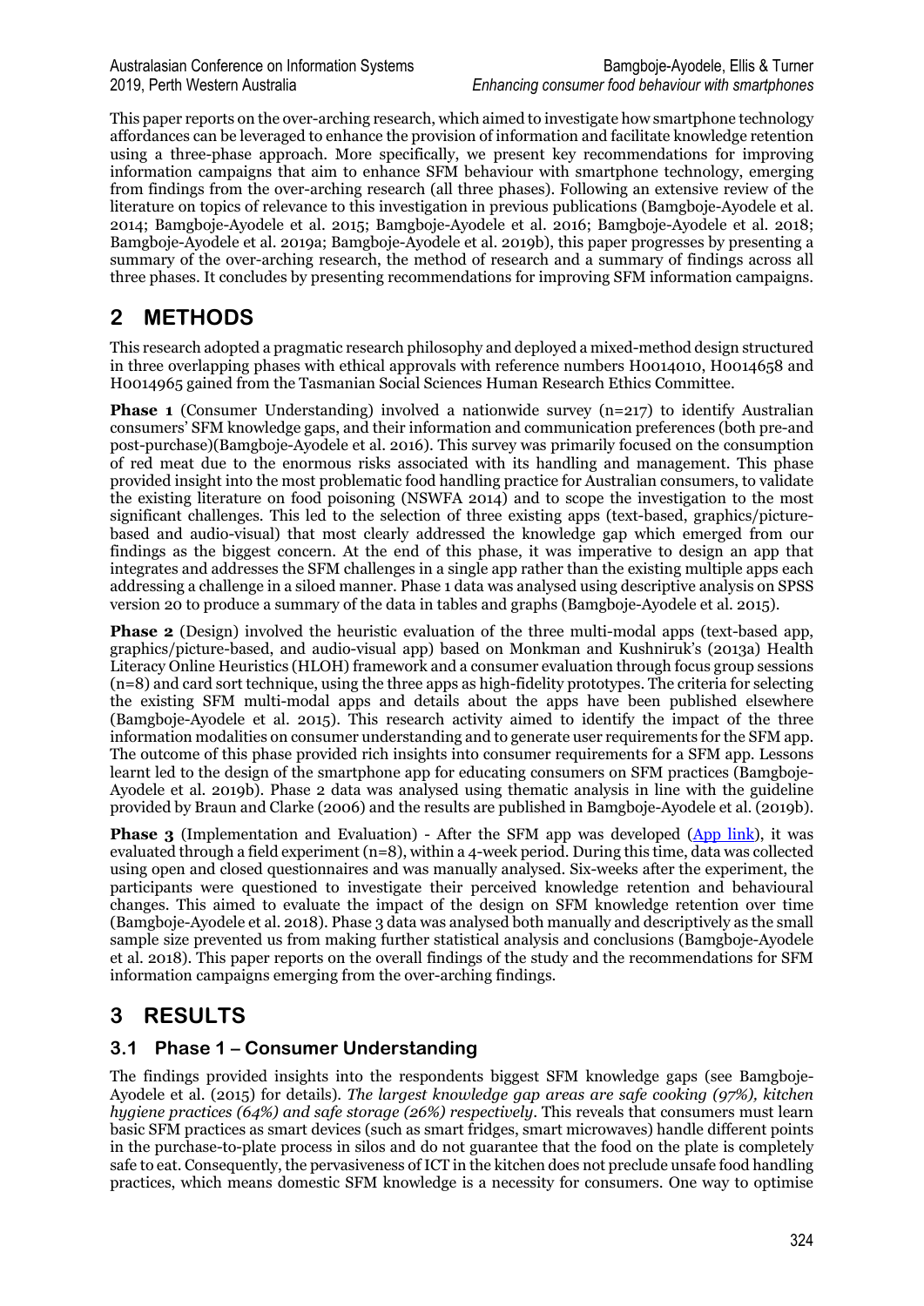This paper reports on the over-arching research, which aimed to investigate how smartphone technology affordances can be leveraged to enhance the provision of information and facilitate knowledge retention using a three-phase approach. More specifically, we present key recommendations for improving information campaigns that aim to enhance SFM behaviour with smartphone technology, emerging from findings from the over-arching research (all three phases). Following an extensive review of the literature on topics of relevance to this investigation in previous publications (Bamgboje-Ayodele et al. 2014; Bamgboje-Ayodele et al. 2015; Bamgboje-Ayodele et al. 2016; Bamgboje-Ayodele et al. 2018; Bamgboje-Ayodele et al. 2019a; Bamgboje-Ayodele et al. 2019b), this paper progresses by presenting a summary of the over-arching research, the method of research and a summary of findings across all three phases. It concludes by presenting recommendations for improving SFM information campaigns.

# 2 METHODS

This research adopted a pragmatic research philosophy and deployed a mixed-method design structured in three overlapping phases with ethical approvals with reference numbers H0014010, H0014658 and H0014965 gained from the Tasmanian Social Sciences Human Research Ethics Committee.

**Phase 1** (Consumer Understanding) involved a nationwide survey (n=217) to identify Australian consumers' SFM knowledge gaps, and their information and communication preferences (both pre-and post-purchase)(Bamgboje-Ayodele et al. 2016). This survey was primarily focused on the consumption of red meat due to the enormous risks associated with its handling and management. This phase provided insight into the most problematic food handling practice for Australian consumers, to validate the existing literature on food poisoning (NSWFA 2014) and to scope the investigation to the most significant challenges. This led to the selection of three existing apps (text-based, graphics/picture-based and audio-visual) that most clearly addressed the knowledge gap which emerged from our findings as the biggest concern. At the end of this phase, it was imperative to design an app that integrates and addresses the SFM challenges in a single app rather than the existing multiple apps each addressing a challenge in a siloed manner. Phase 1 data was analysed using descriptive analysis on SPSS version 20 to produce a summary of the data in tables and graphs (Bamgboje-Ayodele et al. 2015).

**Phase 2** (Design) involved the heuristic evaluation of the three multi-modal apps (text-based app, graphics/picture-based, and audio-visual app) based on Monkman and Kushniruk's (2013a) Health Literacy Online Heuristics (HLOH) framework and a consumer evaluation through focus group sessions (n=8) and card sort technique, using the three apps as high-fidelity prototypes. The criteria for selecting the existing SFM multi-modal apps and details about the apps have been published elsewhere (Bamgboje-Ayodele et al. 2015). This research activity aimed to identify the impact of the three information modalities on consumer understanding and to generate user requirements for the SFM app. The outcome of this phase provided rich insights into consumer requirements for a SFM app. Lessons learnt led to the design of the smartphone app for educating consumers on SFM practices (Bamgboje-Ayodele et al. 2019b). Phase 2 data was analysed using thematic analysis in line with the guideline provided by Braun and Clarke (2006) and the results are published in Bamgboje-Ayodele et al. (2019b).

**Phase 3** (Implementation and Evaluation) - After the SFM app was developed (App link), it was evaluated through a field experiment (n=8), within a 4-week period. During this time, data was collected using open and closed questionnaires and was manually analysed. Six-weeks after the experiment, the participants were questioned to investigate their perceived knowledge retention and behavioural changes. This aimed to evaluate the impact of the design on SFM knowledge retention over time (Bamgboje-Ayodele et al. 2018). Phase 3 data was analysed both manually and descriptively as the small sample size prevented us from making further statistical analysis and conclusions (Bamgboje-Ayodele et al. 2018). This paper reports on the overall findings of the study and the recommendations for SFM information campaigns emerging from the over-arching findings.

# 3 RESULTS

## 3.1 Phase 1 – Consumer Understanding

The findings provided insights into the respondents biggest SFM knowledge gaps (see Bamgboje-Ayodele et al. (2015) for details). *The largest knowledge gap areas are safe cooking (97%), kitchen hygiene practices (64%) and safe storage (26%) respectively*. This reveals that consumers must learn basic SFM practices as smart devices (such as smart fridges, smart microwaves) handle different points in the purchase-to-plate process in silos and do not guarantee that the food on the plate is completely safe to eat. Consequently, the pervasiveness of ICT in the kitchen does not preclude unsafe food handling practices, which means domestic SFM knowledge is a necessity for consumers. One way to optimise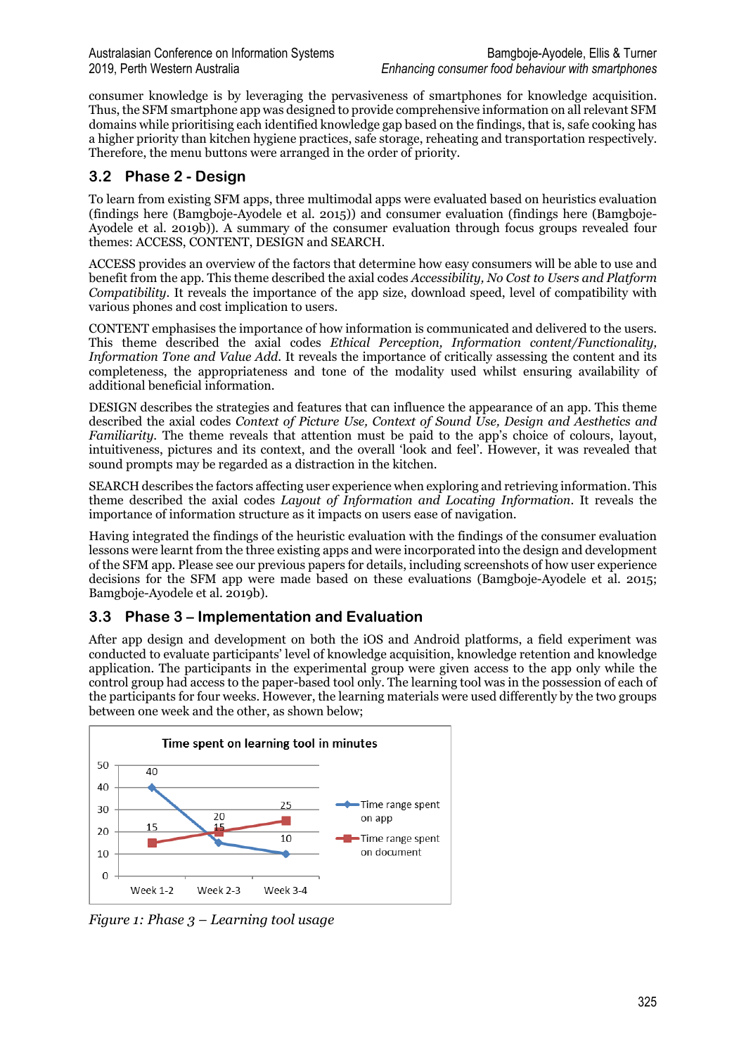consumer knowledge is by leveraging the pervasiveness of smartphones for knowledge acquisition. Thus, the SFM smartphone app was designed to provide comprehensive information on all relevant SFM domains while prioritising each identified knowledge gap based on the findings, that is, safe cooking has a higher priority than kitchen hygiene practices, safe storage, reheating and transportation respectively. Therefore, the menu buttons were arranged in the order of priority.

## 3.2 Phase 2 - Design

To learn from existing SFM apps, three multimodal apps were evaluated based on heuristics evaluation (findings here (Bamgboje-Ayodele et al. 2015)) and consumer evaluation (findings here (Bamgboje-Ayodele et al. 2019b)). A summary of the consumer evaluation through focus groups revealed four themes: ACCESS, CONTENT, DESIGN and SEARCH.

ACCESS provides an overview of the factors that determine how easy consumers will be able to use and benefit from the app. This theme described the axial codes *Accessibility, No Cost to Users and Platform Compatibility*. It reveals the importance of the app size, download speed, level of compatibility with various phones and cost implication to users.

CONTENT emphasises the importance of how information is communicated and delivered to the users. This theme described the axial codes *Ethical Perception, Information content/Functionality, Information Tone and Value Add*. It reveals the importance of critically assessing the content and its completeness, the appropriateness and tone of the modality used whilst ensuring availability of additional beneficial information.

DESIGN describes the strategies and features that can influence the appearance of an app. This theme described the axial codes *Context of Picture Use, Context of Sound Use, Design and Aesthetics and Familiarity*. The theme reveals that attention must be paid to the app's choice of colours, layout, intuitiveness, pictures and its context, and the overall 'look and feel'. However, it was revealed that sound prompts may be regarded as a distraction in the kitchen.

SEARCH describes the factors affecting user experience when exploring and retrieving information. This theme described the axial codes *Layout of Information and Locating Information*. It reveals the importance of information structure as it impacts on users ease of navigation.

Having integrated the findings of the heuristic evaluation with the findings of the consumer evaluation lessons were learnt from the three existing apps and were incorporated into the design and development of the SFM app. Please see our previous papers for details, including screenshots of how user experience decisions for the SFM app were made based on these evaluations (Bamgboje-Ayodele et al. 2015; Bamgboje-Ayodele et al. 2019b).

## 3.3 Phase 3 – Implementation and Evaluation

After app design and development on both the iOS and Android platforms, a field experiment was conducted to evaluate participants' level of knowledge acquisition, knowledge retention and knowledge application. The participants in the experimental group were given access to the app only while the control group had access to the paper-based tool only. The learning tool was in the possession of each of the participants for four weeks. However, the learning materials were used differently by the two groups between one week and the other, as shown below;

Time spent on learning tool in minutes

50
40
30
20
10
0

Week 1-2
Week 2-3
Week 3-4

40
20
10
15
15
25

Time range spent on app
Time range spent on document

*Figure 1: Phase 3 – Learning tool usage*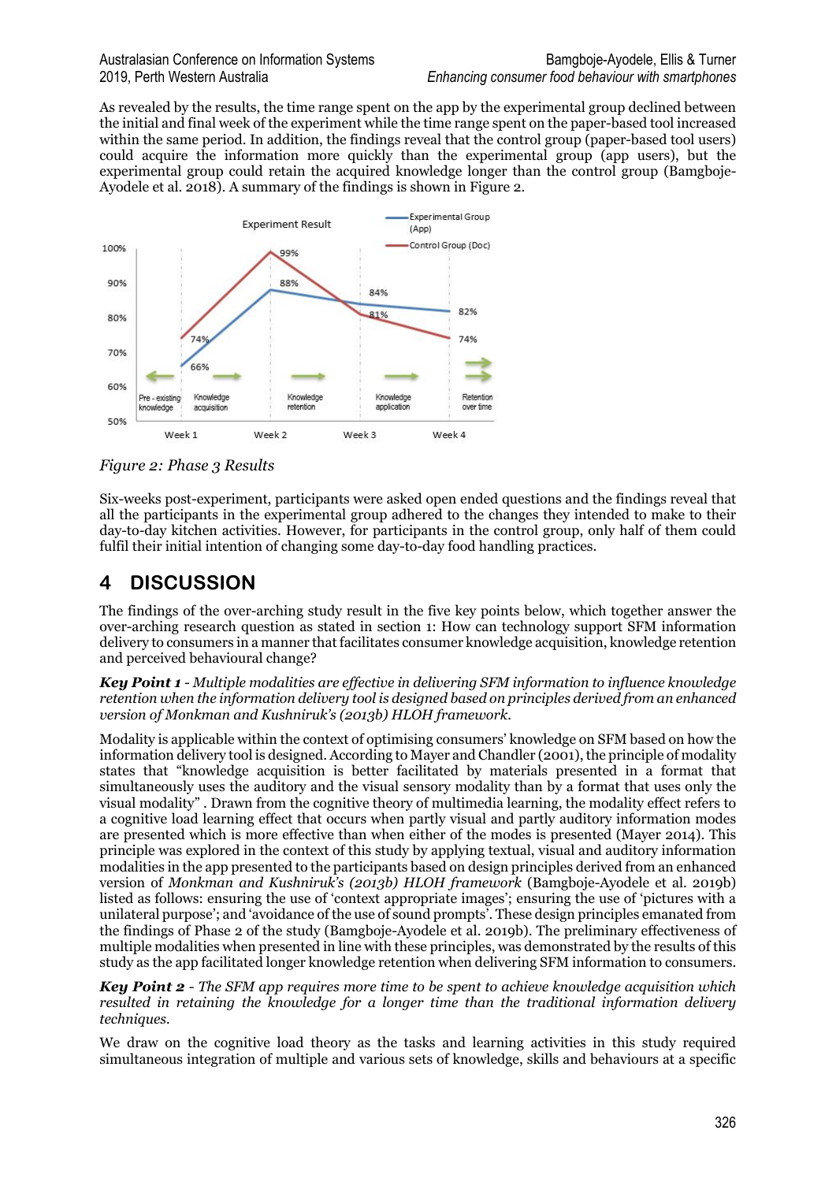As revealed by the results, the time range spent on the app by the experimental group declined between the initial and final week of the experiment while the time range spent on the paper-based tool increased within the same period. In addition, the findings reveal that the control group (paper-based tool users) could acquire the information more quickly than the experimental group (app users), but the experimental group could retain the acquired knowledge longer than the control group (Bamgboje-Ayodele et al. 2018). A summary of the findings is shown in Figure 2.

Experiment Result

Experimental Group (App)

Control Group (Doc)

100%
90%
80%
70%
60%
50%

99%
88%
84%
81%
82%
74%
74%
66%

Pre - existing knowledge
Knowledge acquisition
Knowledge retention
Knowledge application
Retention over time

Week 1
Week 2
Week 3
Week 4

*Figure 2: Phase 3 Results*

Six-weeks post-experiment, participants were asked open ended questions and the findings reveal that all the participants in the experimental group adhered to the changes they intended to make to their day-to-day kitchen activities. However, for participants in the control group, only half of them could fulfil their initial intention of changing some day-to-day food handling practices.

# 4 DISCUSSION

The findings of the over-arching study result in the five key points below, which together answer the over-arching research question as stated in section 1: How can technology support SFM information delivery to consumers in a manner that facilitates consumer knowledge acquisition, knowledge retention and perceived behavioural change?

***Key Point 1*** *- Multiple modalities are effective in delivering SFM information to influence knowledge retention when the information delivery tool is designed based on principles derived from an enhanced version of Monkman and Kushniruk's (2013b) HLOH framework.*

Modality is applicable within the context of optimising consumers' knowledge on SFM based on how the information delivery tool is designed. According to Mayer and Chandler (2001), the principle of modality states that "knowledge acquisition is better facilitated by materials presented in a format that simultaneously uses the auditory and the visual sensory modality than by a format that uses only the visual modality" . Drawn from the cognitive theory of multimedia learning, the modality effect refers to a cognitive load learning effect that occurs when partly visual and partly auditory information modes are presented which is more effective than when either of the modes is presented (Mayer 2014). This principle was explored in the context of this study by applying textual, visual and auditory information modalities in the app presented to the participants based on design principles derived from an enhanced version of *Monkman and Kushniruk's (2013b) HLOH framework* (Bamgboje-Ayodele et al. 2019b) listed as follows: ensuring the use of 'context appropriate images'; ensuring the use of 'pictures with a unilateral purpose'; and 'avoidance of the use of sound prompts'. These design principles emanated from the findings of Phase 2 of the study (Bamgboje-Ayodele et al. 2019b). The preliminary effectiveness of multiple modalities when presented in line with these principles, was demonstrated by the results of this study as the app facilitated longer knowledge retention when delivering SFM information to consumers.

***Key Point 2*** *- The SFM app requires more time to be spent to achieve knowledge acquisition which resulted in retaining the knowledge for a longer time than the traditional information delivery techniques.*

We draw on the cognitive load theory as the tasks and learning activities in this study required simultaneous integration of multiple and various sets of knowledge, skills and behaviours at a specific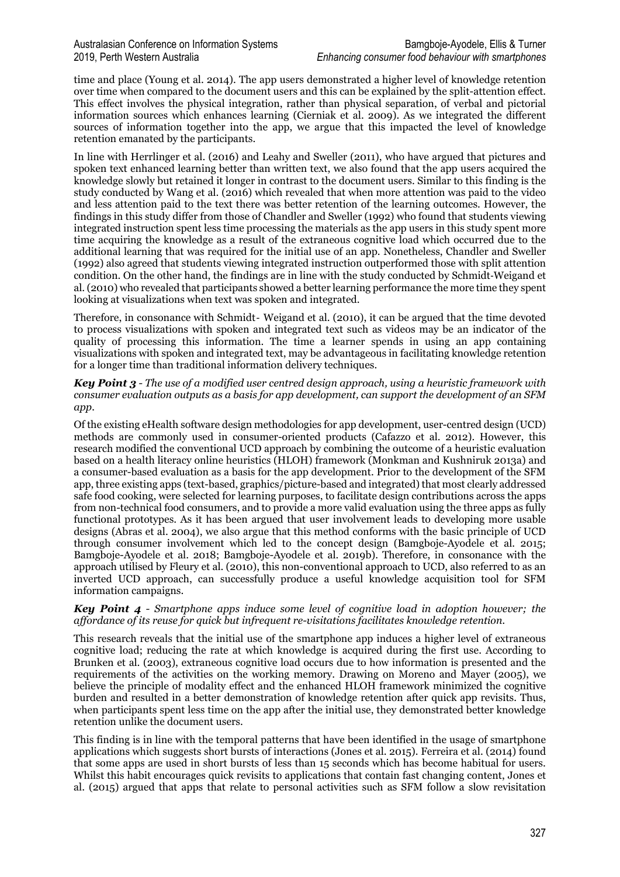time and place (Young et al. 2014). The app users demonstrated a higher level of knowledge retention over time when compared to the document users and this can be explained by the split-attention effect. This effect involves the physical integration, rather than physical separation, of verbal and pictorial information sources which enhances learning (Cierniak et al. 2009). As we integrated the different sources of information together into the app, we argue that this impacted the level of knowledge retention emanated by the participants.

In line with Herrlinger et al. (2016) and Leahy and Sweller (2011), who have argued that pictures and spoken text enhanced learning better than written text, we also found that the app users acquired the knowledge slowly but retained it longer in contrast to the document users. Similar to this finding is the study conducted by Wang et al. (2016) which revealed that when more attention was paid to the video and less attention paid to the text there was better retention of the learning outcomes. However, the findings in this study differ from those of Chandler and Sweller (1992) who found that students viewing integrated instruction spent less time processing the materials as the app users in this study spent more time acquiring the knowledge as a result of the extraneous cognitive load which occurred due to the additional learning that was required for the initial use of an app. Nonetheless, Chandler and Sweller (1992) also agreed that students viewing integrated instruction outperformed those with split attention condition. On the other hand, the findings are in line with the study conducted by Schmidt-Weigand et al. (2010) who revealed that participants showed a better learning performance the more time they spent looking at visualizations when text was spoken and integrated.

Therefore, in consonance with Schmidt- Weigand et al. (2010), it can be argued that the time devoted to process visualizations with spoken and integrated text such as videos may be an indicator of the quality of processing this information. The time a learner spends in using an app containing visualizations with spoken and integrated text, may be advantageous in facilitating knowledge retention for a longer time than traditional information delivery techniques.

***Key Point 3** - The use of a modified user centred design approach, using a heuristic framework with consumer evaluation outputs as a basis for app development, can support the development of an SFM app.*

Of the existing eHealth software design methodologies for app development, user-centred design (UCD) methods are commonly used in consumer-oriented products (Cafazzo et al. 2012). However, this research modified the conventional UCD approach by combining the outcome of a heuristic evaluation based on a health literacy online heuristics (HLOH) framework (Monkman and Kushniruk 2013a) and a consumer-based evaluation as a basis for the app development. Prior to the development of the SFM app, three existing apps (text-based, graphics/picture-based and integrated) that most clearly addressed safe food cooking, were selected for learning purposes, to facilitate design contributions across the apps from non-technical food consumers, and to provide a more valid evaluation using the three apps as fully functional prototypes. As it has been argued that user involvement leads to developing more usable designs (Abras et al. 2004), we also argue that this method conforms with the basic principle of UCD through consumer involvement which led to the concept design (Bamgboje-Ayodele et al. 2015; Bamgboje-Ayodele et al. 2018; Bamgboje-Ayodele et al. 2019b). Therefore, in consonance with the approach utilised by Fleury et al. (2010), this non-conventional approach to UCD, also referred to as an inverted UCD approach, can successfully produce a useful knowledge acquisition tool for SFM information campaigns.

***Key Point 4** - Smartphone apps induce some level of cognitive load in adoption however; the affordance of its reuse for quick but infrequent re-visitations facilitates knowledge retention.*

This research reveals that the initial use of the smartphone app induces a higher level of extraneous cognitive load; reducing the rate at which knowledge is acquired during the first use. According to Brunken et al. (2003), extraneous cognitive load occurs due to how information is presented and the requirements of the activities on the working memory. Drawing on Moreno and Mayer (2005), we believe the principle of modality effect and the enhanced HLOH framework minimized the cognitive burden and resulted in a better demonstration of knowledge retention after quick app revisits. Thus, when participants spent less time on the app after the initial use, they demonstrated better knowledge retention unlike the document users.

This finding is in line with the temporal patterns that have been identified in the usage of smartphone applications which suggests short bursts of interactions (Jones et al. 2015). Ferreira et al. (2014) found that some apps are used in short bursts of less than 15 seconds which has become habitual for users. Whilst this habit encourages quick revisits to applications that contain fast changing content, Jones et al. (2015) argued that apps that relate to personal activities such as SFM follow a slow revisitation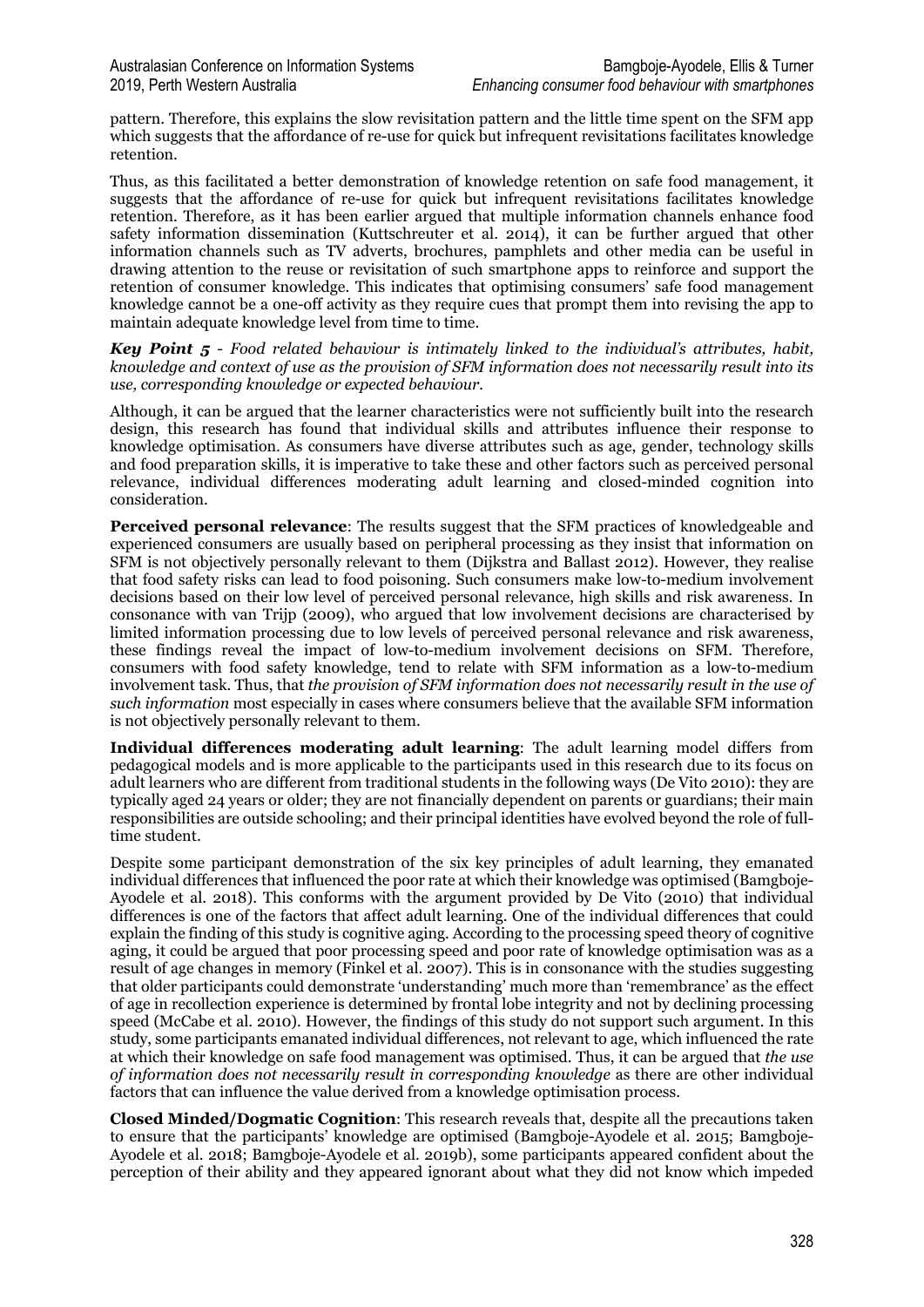pattern. Therefore, this explains the slow revisitation pattern and the little time spent on the SFM app which suggests that the affordance of re-use for quick but infrequent revisitations facilitates knowledge retention.

Thus, as this facilitated a better demonstration of knowledge retention on safe food management, it suggests that the affordance of re-use for quick but infrequent revisitations facilitates knowledge retention. Therefore, as it has been earlier argued that multiple information channels enhance food safety information dissemination (Kuttschreuter et al. 2014), it can be further argued that other information channels such as TV adverts, brochures, pamphlets and other media can be useful in drawing attention to the reuse or revisitation of such smartphone apps to reinforce and support the retention of consumer knowledge. This indicates that optimising consumers' safe food management knowledge cannot be a one-off activity as they require cues that prompt them into revising the app to maintain adequate knowledge level from time to time.

***Key Point 5*** *- Food related behaviour is intimately linked to the individual's attributes, habit, knowledge and context of use as the provision of SFM information does not necessarily result into its use, corresponding knowledge or expected behaviour.*

Although, it can be argued that the learner characteristics were not sufficiently built into the research design, this research has found that individual skills and attributes influence their response to knowledge optimisation. As consumers have diverse attributes such as age, gender, technology skills and food preparation skills, it is imperative to take these and other factors such as perceived personal relevance, individual differences moderating adult learning and closed-minded cognition into consideration.

**Perceived personal relevance**: The results suggest that the SFM practices of knowledgeable and experienced consumers are usually based on peripheral processing as they insist that information on SFM is not objectively personally relevant to them (Dijkstra and Ballast 2012). However, they realise that food safety risks can lead to food poisoning. Such consumers make low-to-medium involvement decisions based on their low level of perceived personal relevance, high skills and risk awareness. In consonance with van Trijp (2009), who argued that low involvement decisions are characterised by limited information processing due to low levels of perceived personal relevance and risk awareness, these findings reveal the impact of low-to-medium involvement decisions on SFM. Therefore, consumers with food safety knowledge, tend to relate with SFM information as a low-to-medium involvement task. Thus, that *the provision of SFM information does not necessarily result in the use of such information* most especially in cases where consumers believe that the available SFM information is not objectively personally relevant to them.

**Individual differences moderating adult learning**: The adult learning model differs from pedagogical models and is more applicable to the participants used in this research due to its focus on adult learners who are different from traditional students in the following ways (De Vito 2010): they are typically aged 24 years or older; they are not financially dependent on parents or guardians; their main responsibilities are outside schooling; and their principal identities have evolved beyond the role of full-time student.

Despite some participant demonstration of the six key principles of adult learning, they emanated individual differences that influenced the poor rate at which their knowledge was optimised (Bamgboje-Ayodele et al. 2018). This conforms with the argument provided by De Vito (2010) that individual differences is one of the factors that affect adult learning. One of the individual differences that could explain the finding of this study is cognitive aging. According to the processing speed theory of cognitive aging, it could be argued that poor processing speed and poor rate of knowledge optimisation was as a result of age changes in memory (Finkel et al. 2007). This is in consonance with the studies suggesting that older participants could demonstrate 'understanding' much more than 'remembrance' as the effect of age in recollection experience is determined by frontal lobe integrity and not by declining processing speed (McCabe et al. 2010). However, the findings of this study do not support such argument. In this study, some participants emanated individual differences, not relevant to age, which influenced the rate at which their knowledge on safe food management was optimised. Thus, it can be argued that *the use of information does not necessarily result in corresponding knowledge* as there are other individual factors that can influence the value derived from a knowledge optimisation process.

**Closed Minded/Dogmatic Cognition**: This research reveals that, despite all the precautions taken to ensure that the participants' knowledge are optimised (Bamgboje-Ayodele et al. 2015; Bamgboje-Ayodele et al. 2018; Bamgboje-Ayodele et al. 2019b), some participants appeared confident about the perception of their ability and they appeared ignorant about what they did not know which impeded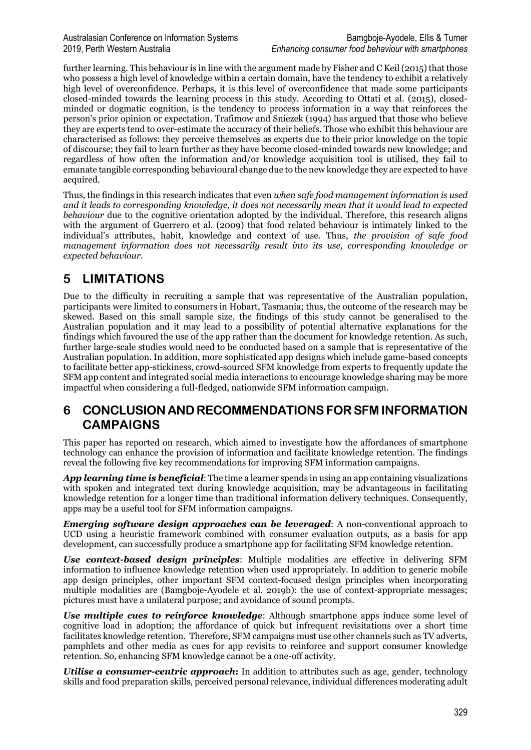further learning. This behaviour is in line with the argument made by Fisher and C Keil (2015) that those who possess a high level of knowledge within a certain domain, have the tendency to exhibit a relatively high level of overconfidence. Perhaps, it is this level of overconfidence that made some participants closed-minded towards the learning process in this study. According to Ottati et al. (2015), closed-minded or dogmatic cognition, is the tendency to process information in a way that reinforces the person's prior opinion or expectation. Trafimow and Sniezek (1994) has argued that those who believe they are experts tend to over-estimate the accuracy of their beliefs. Those who exhibit this behaviour are characterised as follows: they perceive themselves as experts due to their prior knowledge on the topic of discourse; they fail to learn further as they have become closed-minded towards new knowledge; and regardless of how often the information and/or knowledge acquisition tool is utilised, they fail to emanate tangible corresponding behavioural change due to the new knowledge they are expected to have acquired.

Thus, the findings in this research indicates that even *when safe food management information is used and it leads to corresponding knowledge, it does not necessarily mean that it would lead to expected behaviour* due to the cognitive orientation adopted by the individual. Therefore, this research aligns with the argument of Guerrero et al. (2009) that food related behaviour is intimately linked to the individual's attributes, habit, knowledge and context of use. Thus, *the provision of safe food management information does not necessarily result into its use, corresponding knowledge or expected behaviour.*

# 5 LIMITATIONS

Due to the difficulty in recruiting a sample that was representative of the Australian population, participants were limited to consumers in Hobart, Tasmania; thus, the outcome of the research may be skewed. Based on this small sample size, the findings of this study cannot be generalised to the Australian population and it may lead to a possibility of potential alternative explanations for the findings which favoured the use of the app rather than the document for knowledge retention. As such, further large-scale studies would need to be conducted based on a sample that is representative of the Australian population. In addition, more sophisticated app designs which include game-based concepts to facilitate better app-stickiness, crowd-sourced SFM knowledge from experts to frequently update the SFM app content and integrated social media interactions to encourage knowledge sharing may be more impactful when considering a full-fledged, nationwide SFM information campaign.

# 6 CONCLUSION AND RECOMMENDATIONS FOR SFM INFORMATION CAMPAIGNS

This paper has reported on research, which aimed to investigate how the affordances of smartphone technology can enhance the provision of information and facilitate knowledge retention. The findings reveal the following five key recommendations for improving SFM information campaigns.

***App learning time is beneficial***: The time a learner spends in using an app containing visualizations with spoken and integrated text during knowledge acquisition, may be advantageous in facilitating knowledge retention for a longer time than traditional information delivery techniques. Consequently, apps may be a useful tool for SFM information campaigns.

***Emerging software design approaches can be leveraged***: A non-conventional approach to UCD using a heuristic framework combined with consumer evaluation outputs, as a basis for app development, can successfully produce a smartphone app for facilitating SFM knowledge retention.

***Use context-based design principles***: Multiple modalities are effective in delivering SFM information to influence knowledge retention when used appropriately. In addition to generic mobile app design principles, other important SFM context-focused design principles when incorporating multiple modalities are (Bamgboje-Ayodele et al. 2019b): the use of context-appropriate messages; pictures must have a unilateral purpose; and avoidance of sound prompts.

***Use multiple cues to reinforce knowledge***: Although smartphone apps induce some level of cognitive load in adoption; the affordance of quick but infrequent revisitations over a short time facilitates knowledge retention. Therefore, SFM campaigns must use other channels such as TV adverts, pamphlets and other media as cues for app revisits to reinforce and support consumer knowledge retention. So, enhancing SFM knowledge cannot be a one-off activity.

***Utilise a consumer-centric approach*:** In addition to attributes such as age, gender, technology skills and food preparation skills, perceived personal relevance, individual differences moderating adult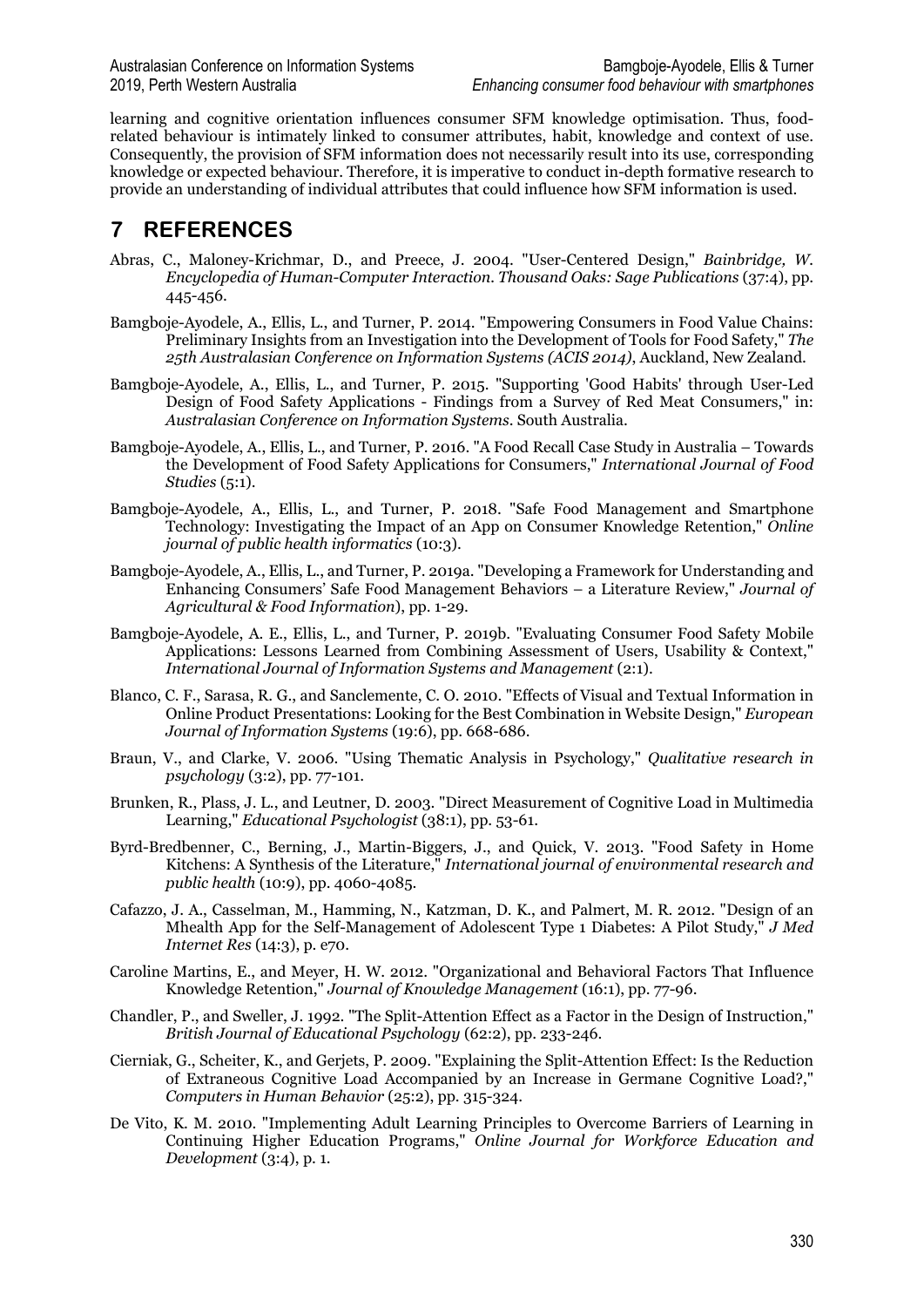learning and cognitive orientation influences consumer SFM knowledge optimisation. Thus, food-related behaviour is intimately linked to consumer attributes, habit, knowledge and context of use. Consequently, the provision of SFM information does not necessarily result into its use, corresponding knowledge or expected behaviour. Therefore, it is imperative to conduct in-depth formative research to provide an understanding of individual attributes that could influence how SFM information is used.

## 7 REFERENCES

Abras, C., Maloney-Krichmar, D., and Preece, J. 2004. "User-Centered Design," *Bainbridge, W. Encyclopedia of Human-Computer Interaction. Thousand Oaks: Sage Publications* (37:4), pp. 445-456.

Bamgboje-Ayodele, A., Ellis, L., and Turner, P. 2014. "Empowering Consumers in Food Value Chains: Preliminary Insights from an Investigation into the Development of Tools for Food Safety," *The 25th Australasian Conference on Information Systems (ACIS 2014)*, Auckland, New Zealand.

Bamgboje-Ayodele, A., Ellis, L., and Turner, P. 2015. "Supporting 'Good Habits' through User-Led Design of Food Safety Applications - Findings from a Survey of Red Meat Consumers," in: *Australasian Conference on Information Systems*. South Australia.

Bamgboje-Ayodele, A., Ellis, L., and Turner, P. 2016. "A Food Recall Case Study in Australia – Towards the Development of Food Safety Applications for Consumers," *International Journal of Food Studies* (5:1).

Bamgboje-Ayodele, A., Ellis, L., and Turner, P. 2018. "Safe Food Management and Smartphone Technology: Investigating the Impact of an App on Consumer Knowledge Retention," *Online journal of public health informatics* (10:3).

Bamgboje-Ayodele, A., Ellis, L., and Turner, P. 2019a. "Developing a Framework for Understanding and Enhancing Consumers' Safe Food Management Behaviors – a Literature Review," *Journal of Agricultural & Food Information*), pp. 1-29.

Bamgboje-Ayodele, A. E., Ellis, L., and Turner, P. 2019b. "Evaluating Consumer Food Safety Mobile Applications: Lessons Learned from Combining Assessment of Users, Usability & Context," *International Journal of Information Systems and Management* (2:1).

Blanco, C. F., Sarasa, R. G., and Sanclemente, C. O. 2010. "Effects of Visual and Textual Information in Online Product Presentations: Looking for the Best Combination in Website Design," *European Journal of Information Systems* (19:6), pp. 668-686.

Braun, V., and Clarke, V. 2006. "Using Thematic Analysis in Psychology," *Qualitative research in psychology* (3:2), pp. 77-101.

Brunken, R., Plass, J. L., and Leutner, D. 2003. "Direct Measurement of Cognitive Load in Multimedia Learning," *Educational Psychologist* (38:1), pp. 53-61.

Byrd-Bredbenner, C., Berning, J., Martin-Biggers, J., and Quick, V. 2013. "Food Safety in Home Kitchens: A Synthesis of the Literature," *International journal of environmental research and public health* (10:9), pp. 4060-4085.

Cafazzo, J. A., Casselman, M., Hamming, N., Katzman, D. K., and Palmert, M. R. 2012. "Design of an Mhealth App for the Self-Management of Adolescent Type 1 Diabetes: A Pilot Study," *J Med Internet Res* (14:3), p. e70.

Caroline Martins, E., and Meyer, H. W. 2012. "Organizational and Behavioral Factors That Influence Knowledge Retention," *Journal of Knowledge Management* (16:1), pp. 77-96.

Chandler, P., and Sweller, J. 1992. "The Split-Attention Effect as a Factor in the Design of Instruction," *British Journal of Educational Psychology* (62:2), pp. 233-246.

Cierniak, G., Scheiter, K., and Gerjets, P. 2009. "Explaining the Split-Attention Effect: Is the Reduction of Extraneous Cognitive Load Accompanied by an Increase in Germane Cognitive Load?," *Computers in Human Behavior* (25:2), pp. 315-324.

De Vito, K. M. 2010. "Implementing Adult Learning Principles to Overcome Barriers of Learning in Continuing Higher Education Programs," *Online Journal for Workforce Education and Development* (3:4), p. 1.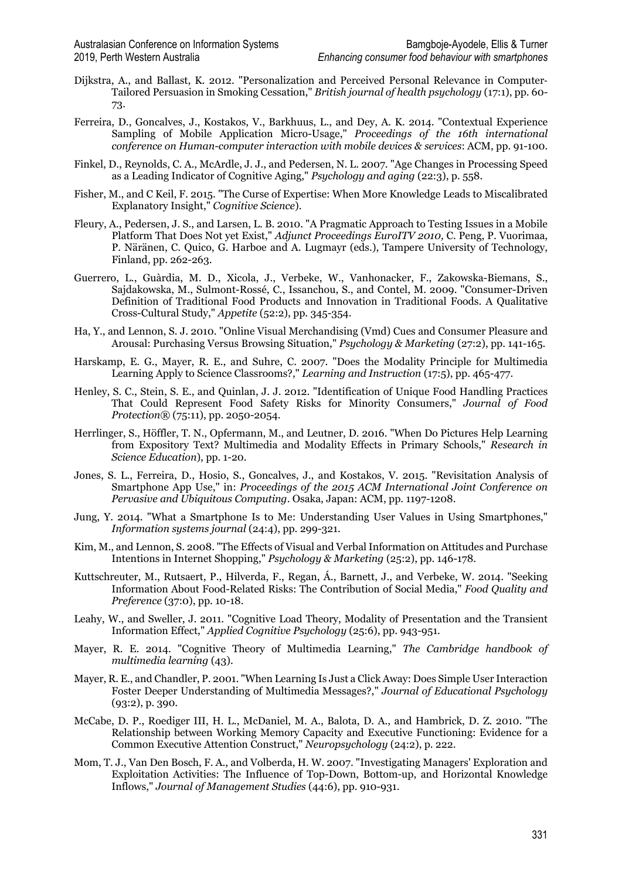Dijkstra, A., and Ballast, K. 2012. "Personalization and Perceived Personal Relevance in Computer-Tailored Persuasion in Smoking Cessation," *British journal of health psychology* (17:1), pp. 60-73.

Ferreira, D., Goncalves, J., Kostakos, V., Barkhuus, L., and Dey, A. K. 2014. "Contextual Experience Sampling of Mobile Application Micro-Usage," *Proceedings of the 16th international conference on Human-computer interaction with mobile devices & services*: ACM, pp. 91-100.

Finkel, D., Reynolds, C. A., McArdle, J. J., and Pedersen, N. L. 2007. "Age Changes in Processing Speed as a Leading Indicator of Cognitive Aging," *Psychology and aging* (22:3), p. 558.

Fisher, M., and C Keil, F. 2015. "The Curse of Expertise: When More Knowledge Leads to Miscalibrated Explanatory Insight," *Cognitive Science*).

Fleury, A., Pedersen, J. S., and Larsen, L. B. 2010. "A Pragmatic Approach to Testing Issues in a Mobile Platform That Does Not yet Exist," *Adjunct Proceedings EuroITV 2010,* C. Peng, P. Vuorimaa, P. Näränen, C. Quico, G. Harboe and A. Lugmayr (eds.), Tampere University of Technology, Finland, pp. 262-263.

Guerrero, L., Guàrdia, M. D., Xicola, J., Verbeke, W., Vanhonacker, F., Zakowska-Biemans, S., Sajdakowska, M., Sulmont-Rossé, C., Issanchou, S., and Contel, M. 2009. "Consumer-Driven Definition of Traditional Food Products and Innovation in Traditional Foods. A Qualitative Cross-Cultural Study," *Appetite* (52:2), pp. 345-354.

Ha, Y., and Lennon, S. J. 2010. "Online Visual Merchandising (Vmd) Cues and Consumer Pleasure and Arousal: Purchasing Versus Browsing Situation," *Psychology & Marketing* (27:2), pp. 141-165.

Harskamp, E. G., Mayer, R. E., and Suhre, C. 2007. "Does the Modality Principle for Multimedia Learning Apply to Science Classrooms?," *Learning and Instruction* (17:5), pp. 465-477.

Henley, S. C., Stein, S. E., and Quinlan, J. J. 2012. "Identification of Unique Food Handling Practices That Could Represent Food Safety Risks for Minority Consumers," *Journal of Food Protection®* (75:11), pp. 2050-2054.

Herrlinger, S., Höffler, T. N., Opfermann, M., and Leutner, D. 2016. "When Do Pictures Help Learning from Expository Text? Multimedia and Modality Effects in Primary Schools," *Research in Science Education*), pp. 1-20.

Jones, S. L., Ferreira, D., Hosio, S., Goncalves, J., and Kostakos, V. 2015. "Revisitation Analysis of Smartphone App Use," in: *Proceedings of the 2015 ACM International Joint Conference on Pervasive and Ubiquitous Computing*. Osaka, Japan: ACM, pp. 1197-1208.

Jung, Y. 2014. "What a Smartphone Is to Me: Understanding User Values in Using Smartphones," *Information systems journal* (24:4), pp. 299-321.

Kim, M., and Lennon, S. 2008. "The Effects of Visual and Verbal Information on Attitudes and Purchase Intentions in Internet Shopping," *Psychology & Marketing* (25:2), pp. 146-178.

Kuttschreuter, M., Rutsaert, P., Hilverda, F., Regan, Á., Barnett, J., and Verbeke, W. 2014. "Seeking Information About Food-Related Risks: The Contribution of Social Media," *Food Quality and Preference* (37:0), pp. 10-18.

Leahy, W., and Sweller, J. 2011. "Cognitive Load Theory, Modality of Presentation and the Transient Information Effect," *Applied Cognitive Psychology* (25:6), pp. 943-951.

Mayer, R. E. 2014. "Cognitive Theory of Multimedia Learning," *The Cambridge handbook of multimedia learning* (43).

Mayer, R. E., and Chandler, P. 2001. "When Learning Is Just a Click Away: Does Simple User Interaction Foster Deeper Understanding of Multimedia Messages?," *Journal of Educational Psychology* (93:2), p. 390.

McCabe, D. P., Roediger III, H. L., McDaniel, M. A., Balota, D. A., and Hambrick, D. Z. 2010. "The Relationship between Working Memory Capacity and Executive Functioning: Evidence for a Common Executive Attention Construct," *Neuropsychology* (24:2), p. 222.

Mom, T. J., Van Den Bosch, F. A., and Volberda, H. W. 2007. "Investigating Managers' Exploration and Exploitation Activities: The Influence of Top-Down, Bottom-up, and Horizontal Knowledge Inflows," *Journal of Management Studies* (44:6), pp. 910-931.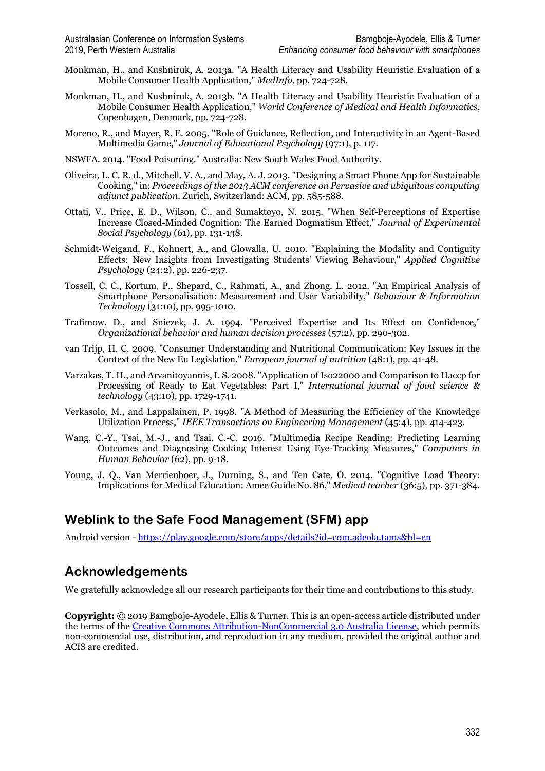Monkman, H., and Kushniruk, A. 2013a. "A Health Literacy and Usability Heuristic Evaluation of a Mobile Consumer Health Application," *MedInfo*, pp. 724-728.

Monkman, H., and Kushniruk, A. 2013b. "A Health Literacy and Usability Heuristic Evaluation of a Mobile Consumer Health Application," *World Conference of Medical and Health Informatics*, Copenhagen, Denmark, pp. 724-728.

Moreno, R., and Mayer, R. E. 2005. "Role of Guidance, Reflection, and Interactivity in an Agent-Based Multimedia Game," *Journal of Educational Psychology* (97:1), p. 117.

NSWFA. 2014. "Food Poisoning." Australia: New South Wales Food Authority.

Oliveira, L. C. R. d., Mitchell, V. A., and May, A. J. 2013. "Designing a Smart Phone App for Sustainable Cooking," in: *Proceedings of the 2013 ACM conference on Pervasive and ubiquitous computing adjunct publication*. Zurich, Switzerland: ACM, pp. 585-588.

Ottati, V., Price, E. D., Wilson, C., and Sumaktoyo, N. 2015. "When Self-Perceptions of Expertise Increase Closed-Minded Cognition: The Earned Dogmatism Effect," *Journal of Experimental Social Psychology* (61), pp. 131-138.

Schmidt-Weigand, F., Kohnert, A., and Glowalla, U. 2010. "Explaining the Modality and Contiguity Effects: New Insights from Investigating Students' Viewing Behaviour," *Applied Cognitive Psychology* (24:2), pp. 226-237.

Tossell, C. C., Kortum, P., Shepard, C., Rahmati, A., and Zhong, L. 2012. "An Empirical Analysis of Smartphone Personalisation: Measurement and User Variability," *Behaviour & Information Technology* (31:10), pp. 995-1010.

Trafimow, D., and Sniezek, J. A. 1994. "Perceived Expertise and Its Effect on Confidence," *Organizational behavior and human decision processes* (57:2), pp. 290-302.

van Trijp, H. C. 2009. "Consumer Understanding and Nutritional Communication: Key Issues in the Context of the New Eu Legislation," *European journal of nutrition* (48:1), pp. 41-48.

Varzakas, T. H., and Arvanitoyannis, I. S. 2008. "Application of Iso22000 and Comparison to Haccp for Processing of Ready to Eat Vegetables: Part I," *International journal of food science & technology* (43:10), pp. 1729-1741.

Verkasolo, M., and Lappalainen, P. 1998. "A Method of Measuring the Efficiency of the Knowledge Utilization Process," *IEEE Transactions on Engineering Management* (45:4), pp. 414-423.

Wang, C.-Y., Tsai, M.-J., and Tsai, C.-C. 2016. "Multimedia Recipe Reading: Predicting Learning Outcomes and Diagnosing Cooking Interest Using Eye-Tracking Measures," *Computers in Human Behavior* (62), pp. 9-18.

Young, J. Q., Van Merrienboer, J., Durning, S., and Ten Cate, O. 2014. "Cognitive Load Theory: Implications for Medical Education: Amee Guide No. 86," *Medical teacher* (36:5), pp. 371-384.

## Weblink to the Safe Food Management (SFM) app

Android version - https://play.google.com/store/apps/details?id=com.adeola.tams&hl=en

## Acknowledgements

We gratefully acknowledge all our research participants for their time and contributions to this study.

**Copyright:** © 2019 Bamgboje-Ayodele, Ellis & Turner. This is an open-access article distributed under the terms of the Creative Commons Attribution-NonCommercial 3.0 Australia License, which permits non-commercial use, distribution, and reproduction in any medium, provided the original author and ACIS are credited.